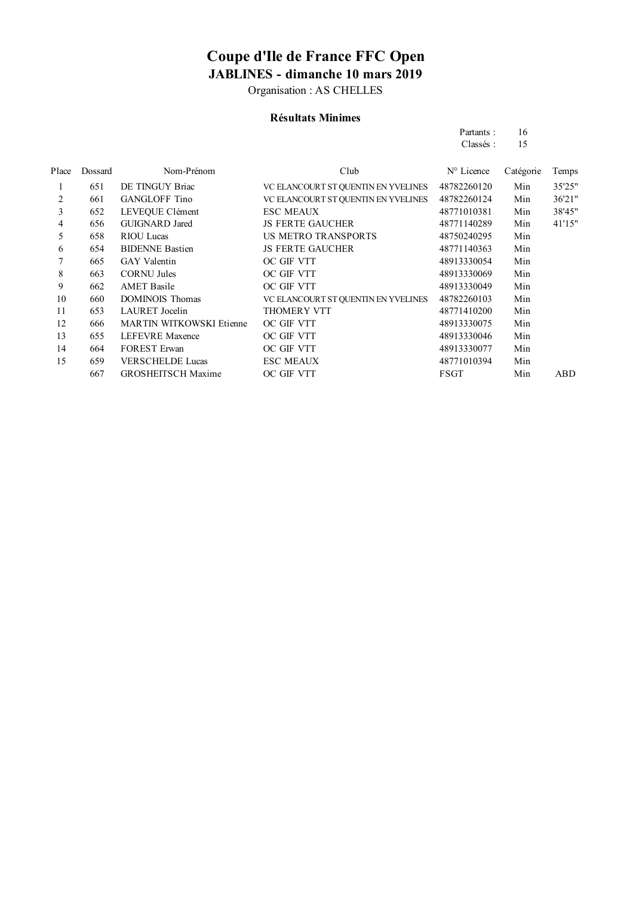# Coupe d'Ile de France FFC Open

## JABLINES - dimanche 10 mars 2019

Organisation : AS CHELLES

### Résultats Minimes

Partants : 16
Classés : 15

| Place | Dossard | Nom-Prénom | Club | N° Licence | Catégorie | Temps |
|---|---|---|---|---|---|---|
| 1 | 651 | DE TINGUY Briac | VC ELANCOURT ST QUENTIN EN YVELINES | 48782260120 | Min | 35'25" |
| 2 | 661 | GANGLOFF Tino | VC ELANCOURT ST QUENTIN EN YVELINES | 48782260124 | Min | 36'21" |
| 3 | 652 | LEVEQUE Clément | ESC MEAUX | 48771010381 | Min | 38'45" |
| 4 | 656 | GUIGNARD Jared | JS FERTE GAUCHER | 48771140289 | Min | 41'15" |
| 5 | 658 | RIOU Lucas | US METRO TRANSPORTS | 48750240295 | Min | |
| 6 | 654 | BIDENNE Bastien | JS FERTE GAUCHER | 48771140363 | Min | |
| 7 | 665 | GAY Valentin | OC GIF VTT | 48913330054 | Min | |
| 8 | 663 | CORNU Jules | OC GIF VTT | 48913330069 | Min | |
| 9 | 662 | AMET Basile | OC GIF VTT | 48913330049 | Min | |
| 10 | 660 | DOMINOIS Thomas | VC ELANCOURT ST QUENTIN EN YVELINES | 48782260103 | Min | |
| 11 | 653 | LAURET Jocelin | THOMERY VTT | 48771410200 | Min | |
| 12 | 666 | MARTIN WITKOWSKI Etienne | OC GIF VTT | 48913330075 | Min | |
| 13 | 655 | LEFEVRE Maxence | OC GIF VTT | 48913330046 | Min | |
| 14 | 664 | FOREST Erwan | OC GIF VTT | 48913330077 | Min | |
| 15 | 659 | VERSCHELDE Lucas | ESC MEAUX | 48771010394 | Min | |
| | 667 | GROSHEITSCH Maxime | OC GIF VTT | FSGT | Min | ABD |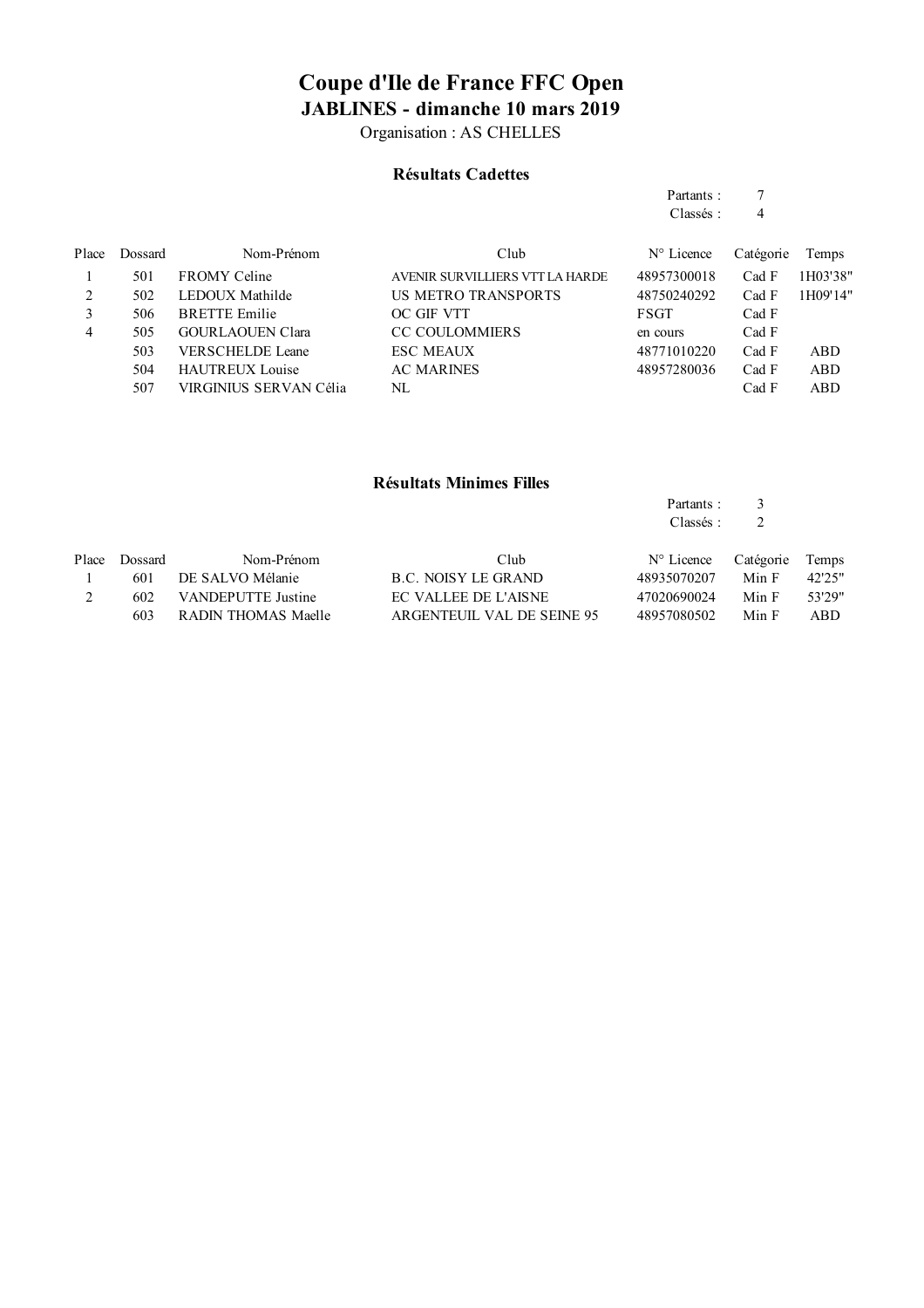# Coupe d'Ile de France FFC Open

## JABLINES - dimanche 10 mars 2019

Organisation : AS CHELLES

### Résultats Cadettes

Partants : 7
Classés : 4

| Place | Dossard | Nom-Prénom | Club | N° Licence | Catégorie | Temps |
|---|---|---|---|---|---|---|
| 1 | 501 | FROMY Celine | AVENIR SURVILLIERS VTT LA HARDE | 48957300018 | Cad F | 1H03'38" |
| 2 | 502 | LEDOUX Mathilde | US METRO TRANSPORTS | 48750240292 | Cad F | 1H09'14" |
| 3 | 506 | BRETTE Emilie | OC GIF VTT | FSGT | Cad F | |
| 4 | 505 | GOURLAOUEN Clara | CC COULOMMIERS | en cours | Cad F | |
| | 503 | VERSCHELDE Leane | ESC MEAUX | 48771010220 | Cad F | ABD |
| | 504 | HAUTREUX Louise | AC MARINES | 48957280036 | Cad F | ABD |
| | 507 | VIRGINIUS SERVAN Célia | NL | | Cad F | ABD |

### Résultats Minimes Filles

Partants : 3
Classés : 2

| Place | Dossard | Nom-Prénom | Club | N° Licence | Catégorie | Temps |
|---|---|---|---|---|---|---|
| 1 | 601 | DE SALVO Mélanie | B.C. NOISY LE GRAND | 48935070207 | Min F | 42'25" |
| 2 | 602 | VANDEPUTTE Justine | EC VALLEE DE L'AISNE | 47020690024 | Min F | 53'29" |
| | 603 | RADIN THOMAS Maelle | ARGENTEUIL VAL DE SEINE 95 | 48957080502 | Min F | ABD |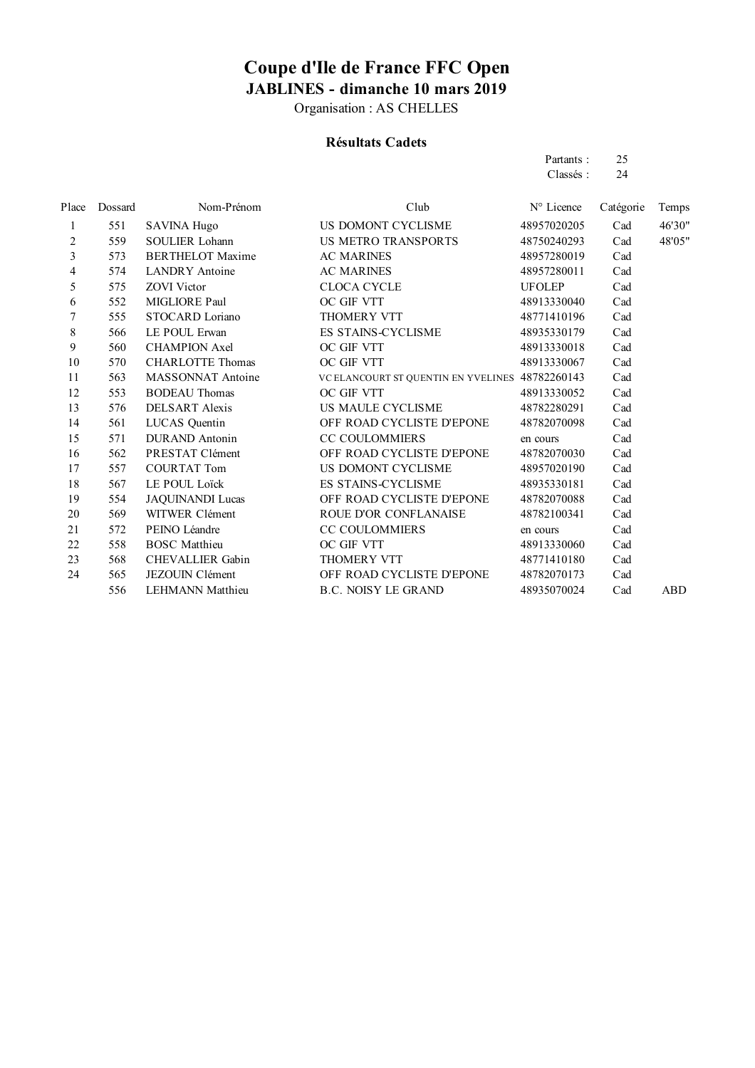# Coupe d'Ile de France FFC Open

## JABLINES - dimanche 10 mars 2019

Organisation : AS CHELLES

### Résultats Cadets

Partants : 25
Classés : 24

| Place | Dossard | Nom-Prénom | Club | N° Licence | Catégorie | Temps |
|---|---|---|---|---|---|---|
| 1 | 551 | SAVINA Hugo | US DOMONT CYCLISME | 48957020205 | Cad | 46'30" |
| 2 | 559 | SOULIER Lohann | US METRO TRANSPORTS | 48750240293 | Cad | 48'05" |
| 3 | 573 | BERTHELOT Maxime | AC MARINES | 48957280019 | Cad | |
| 4 | 574 | LANDRY Antoine | AC MARINES | 48957280011 | Cad | |
| 5 | 575 | ZOVI Victor | CLOCA CYCLE | UFOLEP | Cad | |
| 6 | 552 | MIGLIORE Paul | OC GIF VTT | 48913330040 | Cad | |
| 7 | 555 | STOCARD Loriano | THOMERY VTT | 48771410196 | Cad | |
| 8 | 566 | LE POUL Erwan | ES STAINS-CYCLISME | 48935330179 | Cad | |
| 9 | 560 | CHAMPION Axel | OC GIF VTT | 48913330018 | Cad | |
| 10 | 570 | CHARLOTTE Thomas | OC GIF VTT | 48913330067 | Cad | |
| 11 | 563 | MASSONNAT Antoine | VC ELANCOURT ST QUENTIN EN YVELINES | 48782260143 | Cad | |
| 12 | 553 | BODEAU Thomas | OC GIF VTT | 48913330052 | Cad | |
| 13 | 576 | DELSART Alexis | US MAULE CYCLISME | 48782280291 | Cad | |
| 14 | 561 | LUCAS Quentin | OFF ROAD CYCLISTE D'EPONE | 48782070098 | Cad | |
| 15 | 571 | DURAND Antonin | CC COULOMMIERS | en cours | Cad | |
| 16 | 562 | PRESTAT Clément | OFF ROAD CYCLISTE D'EPONE | 48782070030 | Cad | |
| 17 | 557 | COURTAT Tom | US DOMONT CYCLISME | 48957020190 | Cad | |
| 18 | 567 | LE POUL Loïck | ES STAINS-CYCLISME | 48935330181 | Cad | |
| 19 | 554 | JAQUINANDI Lucas | OFF ROAD CYCLISTE D'EPONE | 48782070088 | Cad | |
| 20 | 569 | WITWER Clément | ROUE D'OR CONFLANAISE | 48782100341 | Cad | |
| 21 | 572 | PEINO Léandre | CC COULOMMIERS | en cours | Cad | |
| 22 | 558 | BOSC Matthieu | OC GIF VTT | 48913330060 | Cad | |
| 23 | 568 | CHEVALLIER Gabin | THOMERY VTT | 48771410180 | Cad | |
| 24 | 565 | JEZOUIN Clément | OFF ROAD CYCLISTE D'EPONE | 48782070173 | Cad | |
| | 556 | LEHMANN Matthieu | B.C. NOISY LE GRAND | 48935070024 | Cad | ABD |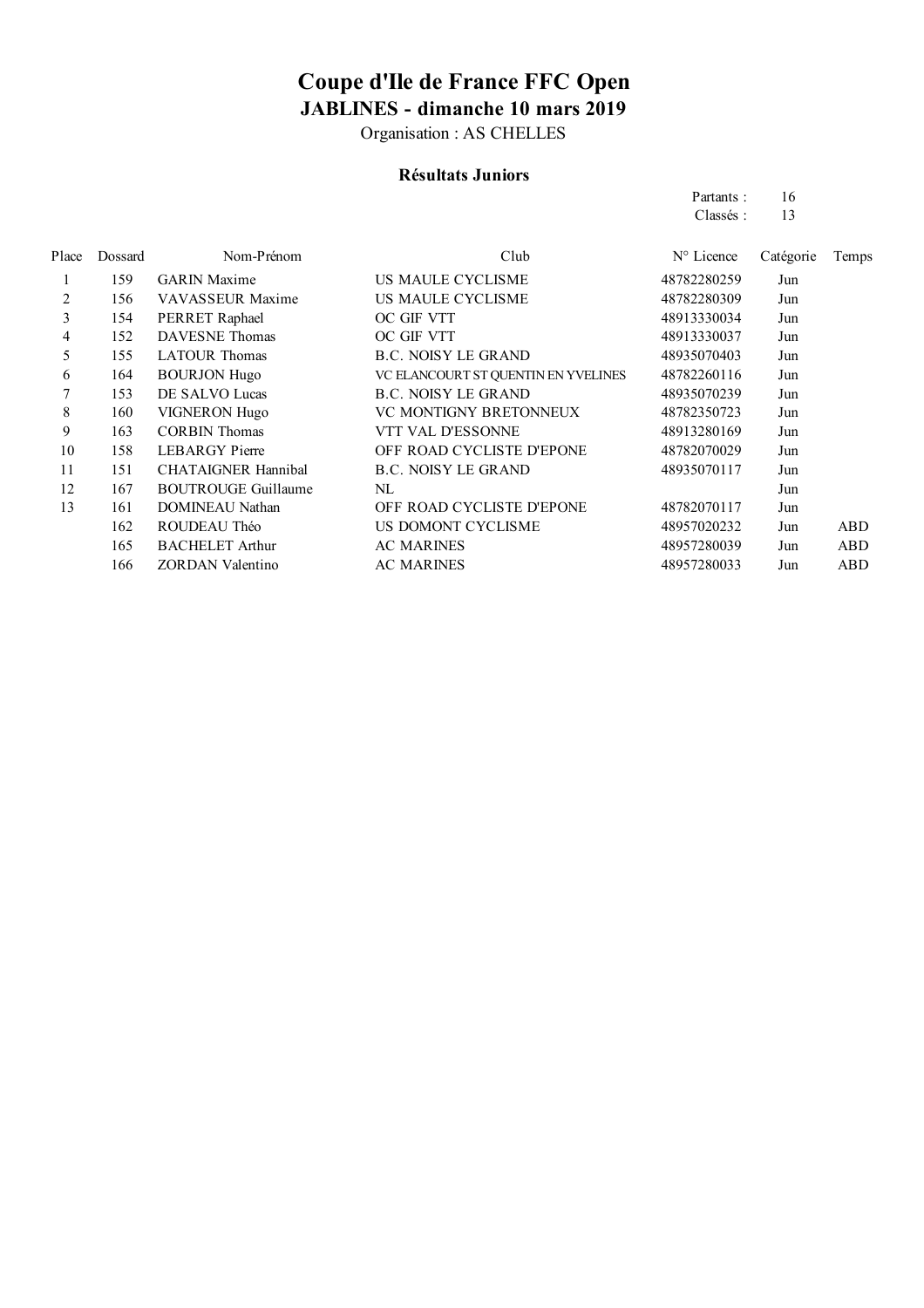# Coupe d'Ile de France FFC Open

## JABLINES - dimanche 10 mars 2019

Organisation : AS CHELLES

### Résultats Juniors

Partants : 16
Classés : 13

| Place | Dossard | Nom-Prénom | Club | N° Licence | Catégorie | Temps |
|---|---|---|---|---|---|---|
| 1 | 159 | GARIN Maxime | US MAULE CYCLISME | 48782280259 | Jun | |
| 2 | 156 | VAVASSEUR Maxime | US MAULE CYCLISME | 48782280309 | Jun | |
| 3 | 154 | PERRET Raphael | OC GIF VTT | 48913330034 | Jun | |
| 4 | 152 | DAVESNE Thomas | OC GIF VTT | 48913330037 | Jun | |
| 5 | 155 | LATOUR Thomas | B.C. NOISY LE GRAND | 48935070403 | Jun | |
| 6 | 164 | BOURJON Hugo | VC ELANCOURT ST QUENTIN EN YVELINES | 48782260116 | Jun | |
| 7 | 153 | DE SALVO Lucas | B.C. NOISY LE GRAND | 48935070239 | Jun | |
| 8 | 160 | VIGNERON Hugo | VC MONTIGNY BRETONNEUX | 48782350723 | Jun | |
| 9 | 163 | CORBIN Thomas | VTT VAL D'ESSONNE | 48913280169 | Jun | |
| 10 | 158 | LEBARGY Pierre | OFF ROAD CYCLISTE D'EPONE | 48782070029 | Jun | |
| 11 | 151 | CHATAIGNER Hannibal | B.C. NOISY LE GRAND | 48935070117 | Jun | |
| 12 | 167 | BOUTROUGE Guillaume | NL | | Jun | |
| 13 | 161 | DOMINEAU Nathan | OFF ROAD CYCLISTE D'EPONE | 48782070117 | Jun | |
| | 162 | ROUDEAU Théo | US DOMONT CYCLISME | 48957020232 | Jun | ABD |
| | 165 | BACHELET Arthur | AC MARINES | 48957280039 | Jun | ABD |
| | 166 | ZORDAN Valentino | AC MARINES | 48957280033 | Jun | ABD |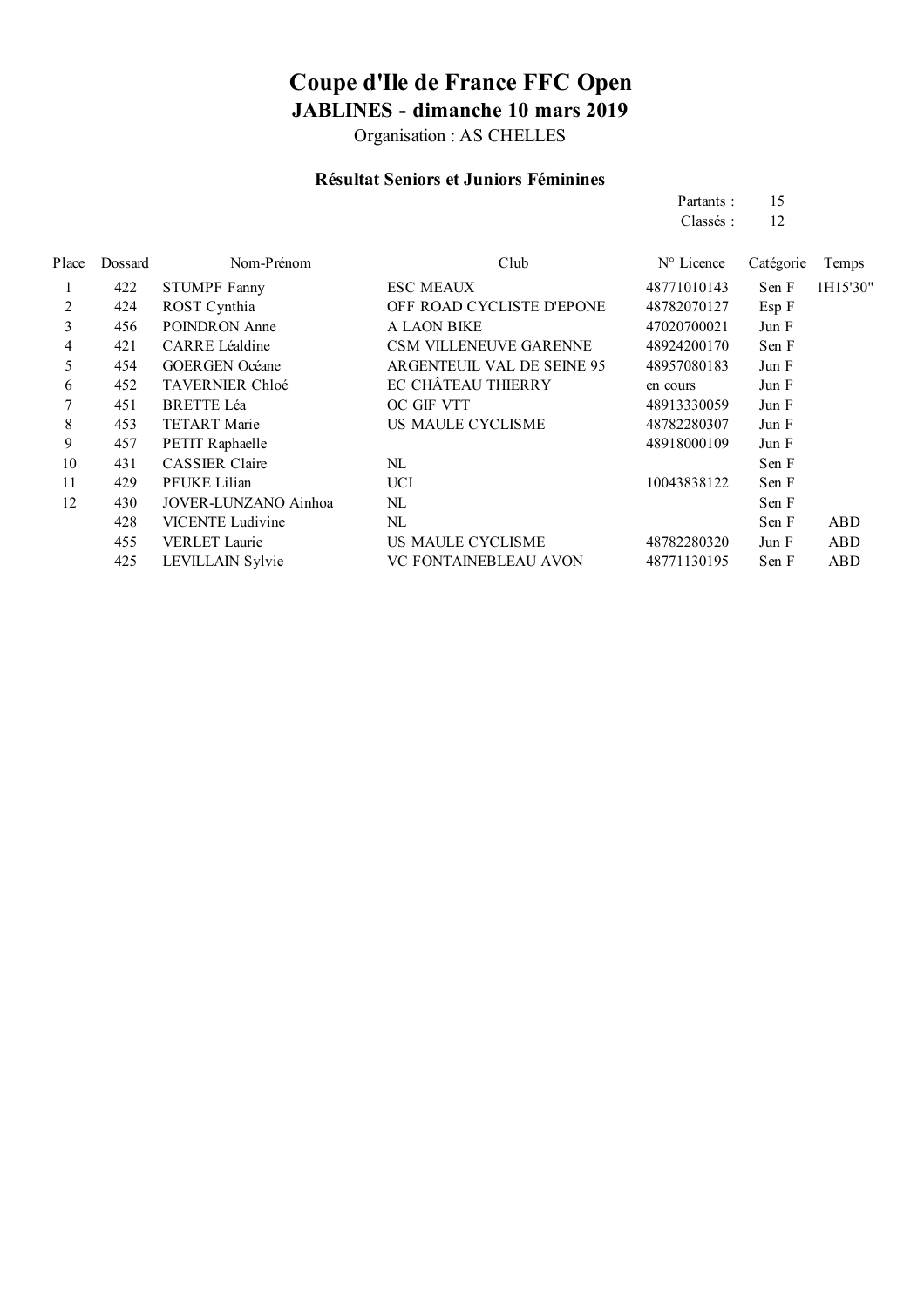# Coupe d'Ile de France FFC Open

## JABLINES - dimanche 10 mars 2019

Organisation : AS CHELLES

### Résultat Seniors et Juniors Féminines

Partants : 15
Classés : 12

| Place | Dossard | Nom-Prénom | Club | N° Licence | Catégorie | Temps |
|---|---|---|---|---|---|---|
| 1 | 422 | STUMPF Fanny | ESC MEAUX | 48771010143 | Sen F | 1H15'30" |
| 2 | 424 | ROST Cynthia | OFF ROAD CYCLISTE D'EPONE | 48782070127 | Esp F | |
| 3 | 456 | POINDRON Anne | A LAON BIKE | 47020700021 | Jun F | |
| 4 | 421 | CARRE Léaldine | CSM VILLENEUVE GARENNE | 48924200170 | Sen F | |
| 5 | 454 | GOERGEN Océane | ARGENTEUIL VAL DE SEINE 95 | 48957080183 | Jun F | |
| 6 | 452 | TAVERNIER Chloé | EC CHÂTEAU THIERRY | en cours | Jun F | |
| 7 | 451 | BRETTE Léa | OC GIF VTT | 48913330059 | Jun F | |
| 8 | 453 | TETART Marie | US MAULE CYCLISME | 48782280307 | Jun F | |
| 9 | 457 | PETIT Raphaelle | | 48918000109 | Jun F | |
| 10 | 431 | CASSIER Claire | NL | | Sen F | |
| 11 | 429 | PFUKE Lilian | UCI | 10043838122 | Sen F | |
| 12 | 430 | JOVER-LUNZANO Ainhoa | NL | | Sen F | |
| | 428 | VICENTE Ludivine | NL | | Sen F | ABD |
| | 455 | VERLET Laurie | US MAULE CYCLISME | 48782280320 | Jun F | ABD |
| | 425 | LEVILLAIN Sylvie | VC FONTAINEBLEAU AVON | 48771130195 | Sen F | ABD |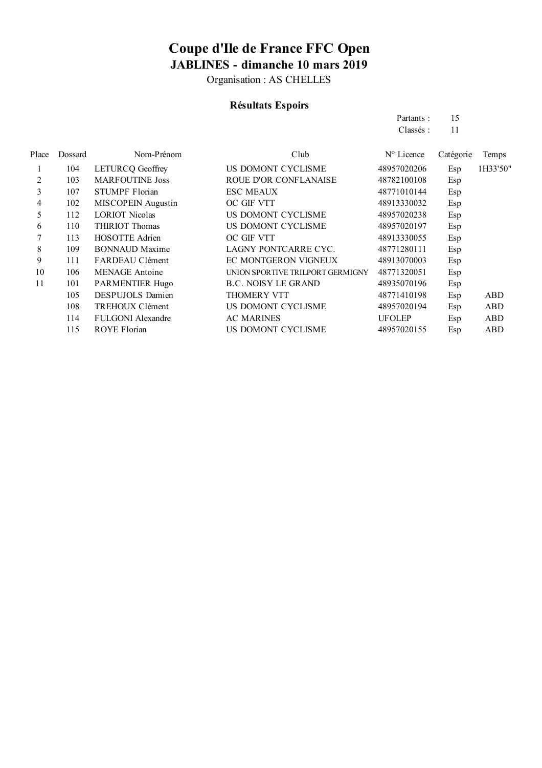# Coupe d'Ile de France FFC Open

## JABLINES - dimanche 10 mars 2019

Organisation : AS CHELLES

### Résultats Espoirs

Partants : 15
Classés : 11

| Place | Dossard | Nom-Prénom | Club | N° Licence | Catégorie | Temps |
|---|---|---|---|---|---|---|
| 1 | 104 | LETURCQ Geoffrey | US DOMONT CYCLISME | 48957020206 | Esp | 1H33'50" |
| 2 | 103 | MARFOUTINE Joss | ROUE D'OR CONFLANAISE | 48782100108 | Esp | |
| 3 | 107 | STUMPF Florian | ESC MEAUX | 48771010144 | Esp | |
| 4 | 102 | MISCOPEIN Augustin | OC GIF VTT | 48913330032 | Esp | |
| 5 | 112 | LORIOT Nicolas | US DOMONT CYCLISME | 48957020238 | Esp | |
| 6 | 110 | THIRIOT Thomas | US DOMONT CYCLISME | 48957020197 | Esp | |
| 7 | 113 | HOSOTTE Adrien | OC GIF VTT | 48913330055 | Esp | |
| 8 | 109 | BONNAUD Maxime | LAGNY PONTCARRE CYC. | 48771280111 | Esp | |
| 9 | 111 | FARDEAU Clément | EC MONTGERON VIGNEUX | 48913070003 | Esp | |
| 10 | 106 | MENAGE Antoine | UNION SPORTIVE TRILPORT GERMIGNY | 48771320051 | Esp | |
| 11 | 101 | PARMENTIER Hugo | B.C. NOISY LE GRAND | 48935070196 | Esp | |
| | 105 | DESPUJOLS Damien | THOMERY VTT | 48771410198 | Esp | ABD |
| | 108 | TREHOUX Clément | US DOMONT CYCLISME | 48957020194 | Esp | ABD |
| | 114 | FULGONI Alexandre | AC MARINES | UFOLEP | Esp | ABD |
| | 115 | ROYE Florian | US DOMONT CYCLISME | 48957020155 | Esp | ABD |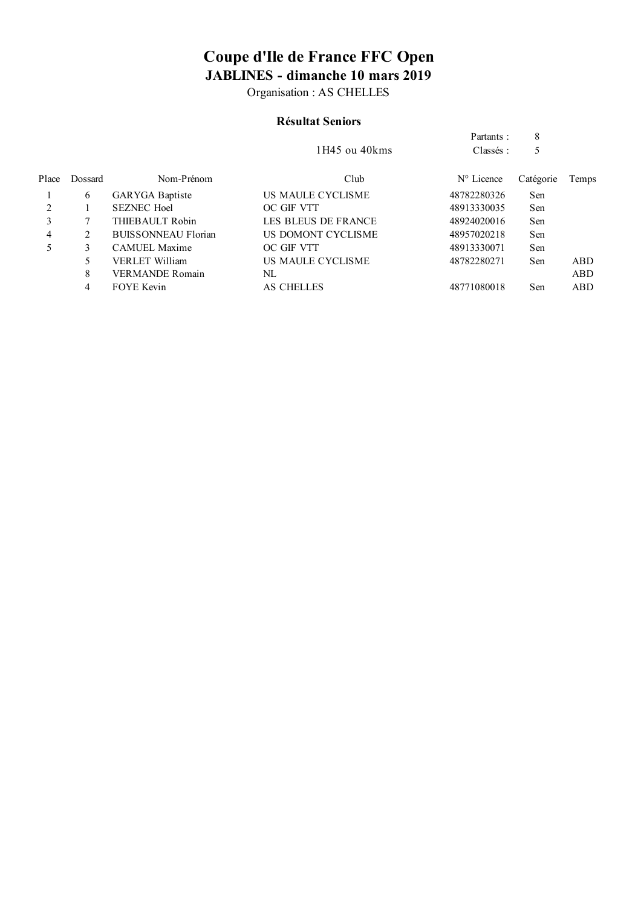# Coupe d'Ile de France FFC Open

## JABLINES - dimanche 10 mars 2019

Organisation : AS CHELLES

### Résultat Seniors

1H45 ou 40kms

Partants : 8
Classés : 5

| Place | Dossard | Nom-Prénom | Club | N° Licence | Catégorie | Temps |
|---|---|---|---|---|---|---|
| 1 | 6 | GARYGA Baptiste | US MAULE CYCLISME | 48782280326 | Sen | |
| 2 | 1 | SEZNEC Hoel | OC GIF VTT | 48913330035 | Sen | |
| 3 | 7 | THIEBAULT Robin | LES BLEUS DE FRANCE | 48924020016 | Sen | |
| 4 | 2 | BUISSONNEAU Florian | US DOMONT CYCLISME | 48957020218 | Sen | |
| 5 | 3 | CAMUEL Maxime | OC GIF VTT | 48913330071 | Sen | |
| | 5 | VERLET William | US MAULE CYCLISME | 48782280271 | Sen | ABD |
| | 8 | VERMANDE Romain | NL | | | ABD |
| | 4 | FOYE Kevin | AS CHELLES | 48771080018 | Sen | ABD |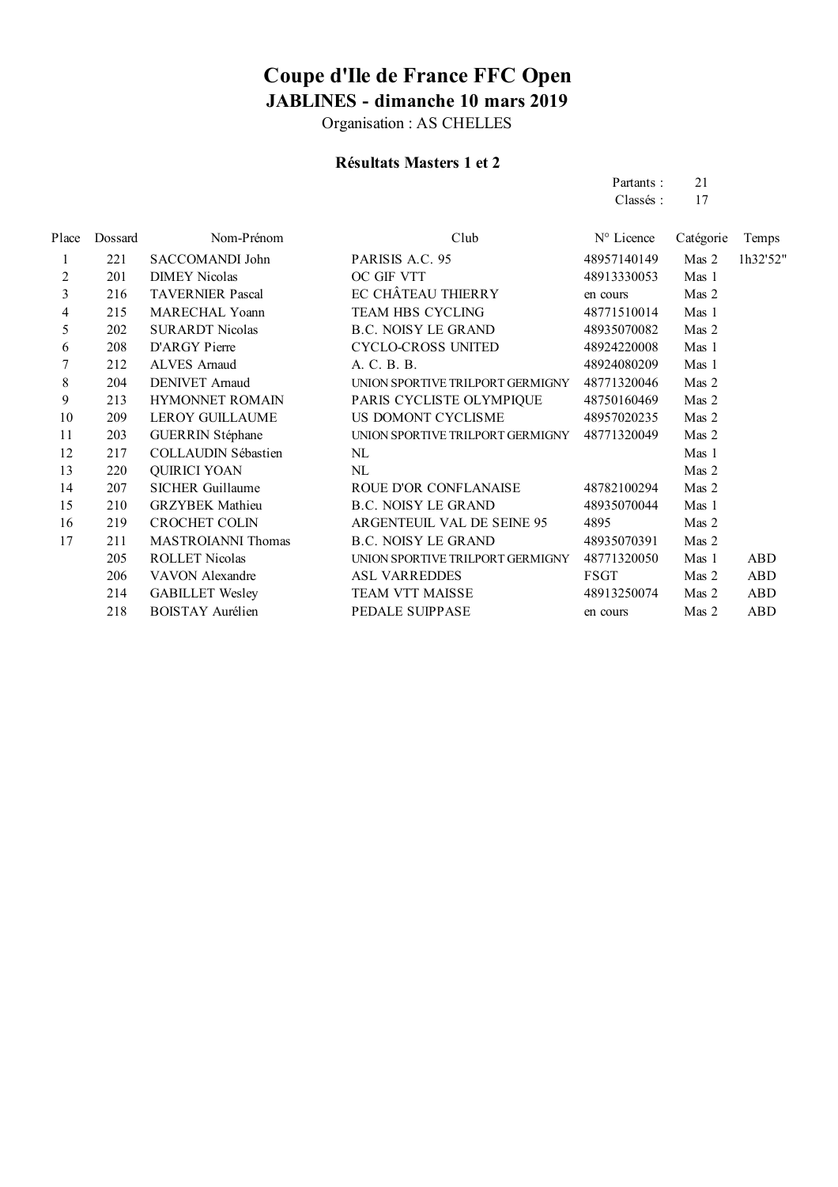# Coupe d'Ile de France FFC Open

## JABLINES - dimanche 10 mars 2019

Organisation : AS CHELLES

### Résultats Masters 1 et 2

Partants : 21
Classés : 17

| Place | Dossard | Nom-Prénom | Club | N° Licence | Catégorie | Temps |
|---|---|---|---|---|---|---|
| 1 | 221 | SACCOMANDI John | PARISIS A.C. 95 | 48957140149 | Mas 2 | 1h32'52" |
| 2 | 201 | DIMEY Nicolas | OC GIF VTT | 48913330053 | Mas 1 | |
| 3 | 216 | TAVERNIER Pascal | EC CHÂTEAU THIERRY | en cours | Mas 2 | |
| 4 | 215 | MARECHAL Yoann | TEAM HBS CYCLING | 48771510014 | Mas 1 | |
| 5 | 202 | SURARDT Nicolas | B.C. NOISY LE GRAND | 48935070082 | Mas 2 | |
| 6 | 208 | D'ARGY Pierre | CYCLO-CROSS UNITED | 48924220008 | Mas 1 | |
| 7 | 212 | ALVES Arnaud | A. C. B. B. | 48924080209 | Mas 1 | |
| 8 | 204 | DENIVET Arnaud | UNION SPORTIVE TRILPORT GERMIGNY | 48771320046 | Mas 2 | |
| 9 | 213 | HYMONNET ROMAIN | PARIS CYCLISTE OLYMPIQUE | 48750160469 | Mas 2 | |
| 10 | 209 | LEROY GUILLAUME | US DOMONT CYCLISME | 48957020235 | Mas 2 | |
| 11 | 203 | GUERRIN Stéphane | UNION SPORTIVE TRILPORT GERMIGNY | 48771320049 | Mas 2 | |
| 12 | 217 | COLLAUDIN Sébastien | NL | | Mas 1 | |
| 13 | 220 | QUIRICI YOAN | NL | | Mas 2 | |
| 14 | 207 | SICHER Guillaume | ROUE D'OR CONFLANAISE | 48782100294 | Mas 2 | |
| 15 | 210 | GRZYBEK Mathieu | B.C. NOISY LE GRAND | 48935070044 | Mas 1 | |
| 16 | 219 | CROCHET COLIN | ARGENTEUIL VAL DE SEINE 95 | 4895 | Mas 2 | |
| 17 | 211 | MASTROIANNI Thomas | B.C. NOISY LE GRAND | 48935070391 | Mas 2 | |
| | 205 | ROLLET Nicolas | UNION SPORTIVE TRILPORT GERMIGNY | 48771320050 | Mas 1 | ABD |
| | 206 | VAVON Alexandre | ASL VARREDDES | FSGT | Mas 2 | ABD |
| | 214 | GABILLET Wesley | TEAM VTT MAISSE | 48913250074 | Mas 2 | ABD |
| | 218 | BOISTAY Aurélien | PEDALE SUIPPASE | en cours | Mas 2 | ABD |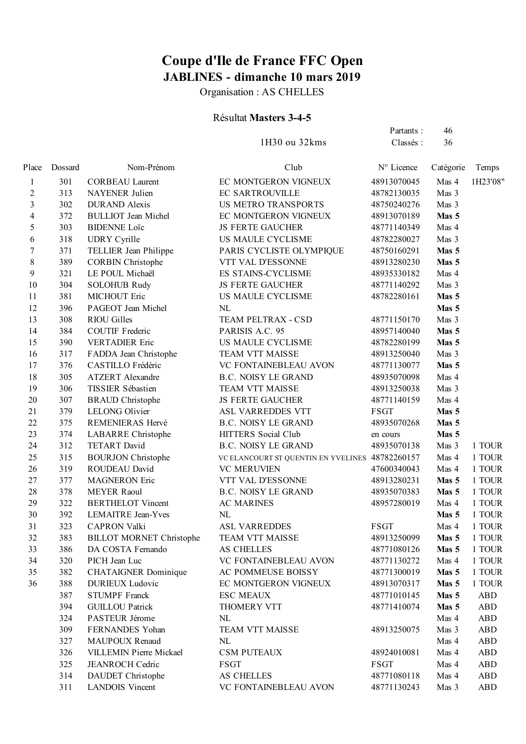# Coupe d'Ile de France FFC Open

## JABLINES - dimanche 10 mars 2019

Organisation : AS CHELLES

Résultat **Masters 3-4-5**

1H30 ou 32kms

Partants : 46
Classés : 36

| Place | Dossard | Nom-Prénom | Club | N° Licence | Catégorie | Temps |
|---|---|---|---|---|---|---|
| 1 | 301 | CORBEAU Laurent | EC MONTGERON VIGNEUX | 48913070045 | Mas 4 | 1H23'08" |
| 2 | 313 | NAYENER Julien | EC SARTROUVILLE | 48782130035 | Mas 3 | |
| 3 | 302 | DURAND Alexis | US METRO TRANSPORTS | 48750240276 | Mas 3 | |
| 4 | 372 | BULLIOT Jean Michel | EC MONTGERON VIGNEUX | 48913070189 | **Mas 5** | |
| 5 | 303 | BIDENNE Loïc | JS FERTE GAUCHER | 48771140349 | Mas 4 | |
| 6 | 318 | UDRY Cyrille | US MAULE CYCLISME | 48782280027 | Mas 3 | |
| 7 | 371 | TELLIER Jean Philippe | PARIS CYCLISTE OLYMPIQUE | 48750160291 | **Mas 5** | |
| 8 | 389 | CORBIN Christophe | VTT VAL D'ESSONNE | 48913280230 | **Mas 5** | |
| 9 | 321 | LE POUL Michaël | ES STAINS-CYCLISME | 48935330182 | Mas 4 | |
| 10 | 304 | SOLOHUB Rudy | JS FERTE GAUCHER | 48771140292 | Mas 3 | |
| 11 | 381 | MICHOUT Eric | US MAULE CYCLISME | 48782280161 | **Mas 5** | |
| 12 | 396 | PAGEOT Jean Michel | NL | | **Mas 5** | |
| 13 | 308 | RIOU Gilles | TEAM PELTRAX - CSD | 48771150170 | Mas 3 | |
| 14 | 384 | COUTIF Frederic | PARISIS A.C. 95 | 48957140040 | **Mas 5** | |
| 15 | 390 | VERTADIER Eric | US MAULE CYCLISME | 48782280199 | **Mas 5** | |
| 16 | 317 | FADDA Jean Christophe | TEAM VTT MAISSE | 48913250040 | Mas 3 | |
| 17 | 376 | CASTILLO Frédéric | VC FONTAINEBLEAU AVON | 48771130077 | **Mas 5** | |
| 18 | 305 | ATZERT Alexandre | B.C. NOISY LE GRAND | 48935070098 | Mas 4 | |
| 19 | 306 | TISSIER Sébastien | TEAM VTT MAISSE | 48913250038 | Mas 3 | |
| 20 | 307 | BRAUD Christophe | JS FERTE GAUCHER | 48771140159 | Mas 4 | |
| 21 | 379 | LELONG Olivier | ASL VARREDDES VTT | FSGT | **Mas 5** | |
| 22 | 375 | REMENIERAS Hervé | B.C. NOISY LE GRAND | 48935070268 | **Mas 5** | |
| 23 | 374 | LABARRE Christophe | HITTERS Social Club | en cours | **Mas 5** | |
| 24 | 312 | TETART David | B.C. NOISY LE GRAND | 48935070138 | Mas 3 | 1 TOUR |
| 25 | 315 | BOURJON Christophe | VC ELANCOURT ST QUENTIN EN YVELINES | 48782260157 | Mas 4 | 1 TOUR |
| 26 | 319 | ROUDEAU David | VC MERUVIEN | 47600340043 | Mas 4 | 1 TOUR |
| 27 | 377 | MAGNERON Eric | VTT VAL D'ESSONNE | 48913280231 | **Mas 5** | 1 TOUR |
| 28 | 378 | MEYER Raoul | B.C. NOISY LE GRAND | 48935070383 | **Mas 5** | 1 TOUR |
| 29 | 322 | BERTHELOT Vincent | AC MARINES | 48957280019 | Mas 4 | 1 TOUR |
| 30 | 392 | LEMAITRE Jean-Yves | NL | | **Mas 5** | 1 TOUR |
| 31 | 323 | CAPRON Valki | ASL VARREDDES | FSGT | Mas 4 | 1 TOUR |
| 32 | 383 | BILLOT MORNET Christophe | TEAM VTT MAISSE | 48913250099 | **Mas 5** | 1 TOUR |
| 33 | 386 | DA COSTA Fernando | AS CHELLES | 48771080126 | **Mas 5** | 1 TOUR |
| 34 | 320 | PICH Jean Luc | VC FONTAINEBLEAU AVON | 48771130272 | Mas 4 | 1 TOUR |
| 35 | 382 | CHATAIGNER Dominique | AC POMMEUSE BOISSY | 48771300019 | **Mas 5** | 1 TOUR |
| 36 | 388 | DURIEUX Ludovic | EC MONTGERON VIGNEUX | 48913070317 | **Mas 5** | 1 TOUR |
| | 387 | STUMPF Franck | ESC MEAUX | 48771010145 | **Mas 5** | ABD |
| | 394 | GUILLOU Patrick | THOMERY VTT | 48771410074 | **Mas 5** | ABD |
| | 324 | PASTEUR Jérome | NL | | Mas 4 | ABD |
| | 309 | FERNANDES Yohan | TEAM VTT MAISSE | 48913250075 | Mas 3 | ABD |
| | 327 | MAUPOUX Renaud | NL | | Mas 4 | ABD |
| | 326 | VILLEMIN Pierre Mickael | CSM PUTEAUX | 48924010081 | Mas 4 | ABD |
| | 325 | JEANROCH Cedric | FSGT | FSGT | Mas 4 | ABD |
| | 314 | DAUDET Christophe | AS CHELLES | 48771080118 | Mas 4 | ABD |
| | 311 | LANDOIS Vincent | VC FONTAINEBLEAU AVON | 48771130243 | Mas 3 | ABD |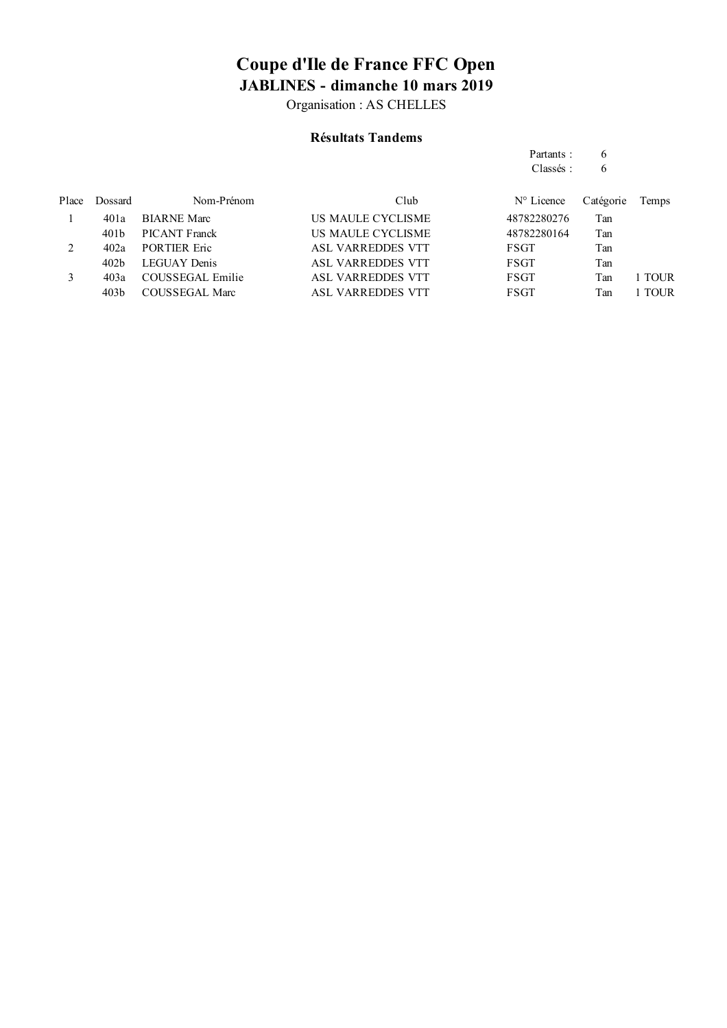# Coupe d'Ile de France FFC Open

## JABLINES - dimanche 10 mars 2019

Organisation : AS CHELLES

### Résultats Tandems

Partants : 6
Classés : 6

| Place | Dossard | Nom-Prénom | Club | N° Licence | Catégorie | Temps |
|---|---|---|---|---|---|---|
| 1 | 401a | BIARNE Marc | US MAULE CYCLISME | 48782280276 | Tan | |
| | 401b | PICANT Franck | US MAULE CYCLISME | 48782280164 | Tan | |
| 2 | 402a | PORTIER Eric | ASL VARREDDES VTT | FSGT | Tan | |
| | 402b | LEGUAY Denis | ASL VARREDDES VTT | FSGT | Tan | |
| 3 | 403a | COUSSEGAL Emilie | ASL VARREDDES VTT | FSGT | Tan | 1 TOUR |
| | 403b | COUSSEGAL Marc | ASL VARREDDES VTT | FSGT | Tan | 1 TOUR |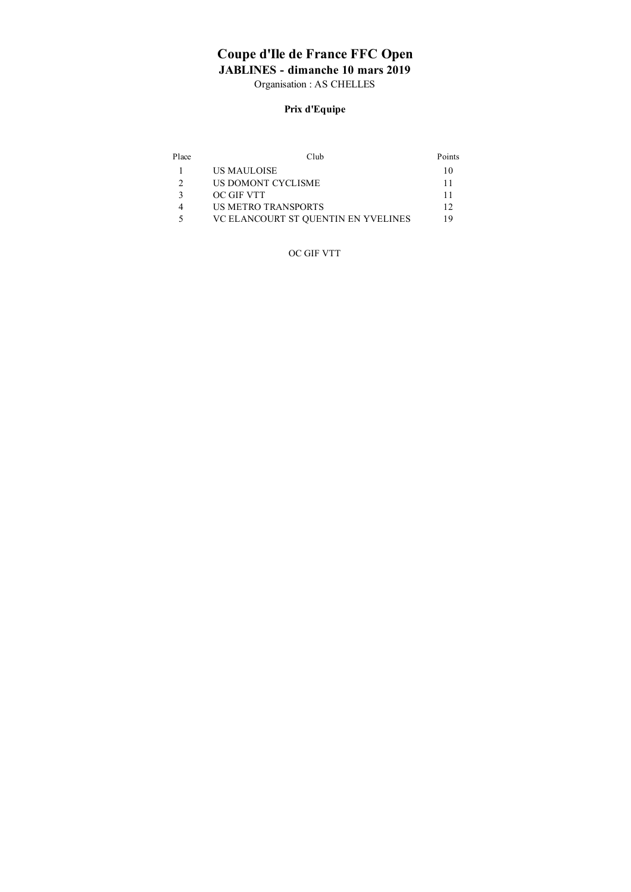# Coupe d'Ile de France FFC Open

## JABLINES - dimanche 10 mars 2019

Organisation : AS CHELLES

### Prix d'Equipe

| Place | Club | Points |
|---|---|---|
| 1 | US MAULOISE | 10 |
| 2 | US DOMONT CYCLISME | 11 |
| 3 | OC GIF VTT | 11 |
| 4 | US METRO TRANSPORTS | 12 |
| 5 | VC ELANCOURT ST QUENTIN EN YVELINES | 19 |

OC GIF VTT